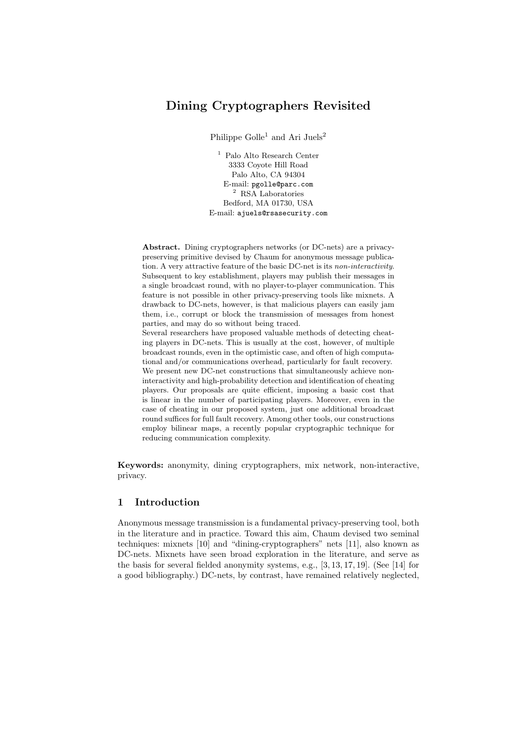# Dining Cryptographers Revisited

Philippe Golle[1] and Ari Juels[2]

[1] Palo Alto Research Center
3333 Coyote Hill Road
Palo Alto, CA 94304
E-mail: pgolle@parc.com

[2] RSA Laboratories
Bedford, MA 01730, USA
E-mail: ajuels@rsasecurity.com

**Abstract.** Dining cryptographers networks (or DC-nets) are a privacy-preserving primitive devised by Chaum for anonymous message publication. A very attractive feature of the basic DC-net is its *non-interactivity*. Subsequent to key establishment, players may publish their messages in a single broadcast round, with no player-to-player communication. This feature is not possible in other privacy-preserving tools like mixnets. A drawback to DC-nets, however, is that malicious players can easily jam them, i.e., corrupt or block the transmission of messages from honest parties, and may do so without being traced.

Several researchers have proposed valuable methods of detecting cheating players in DC-nets. This is usually at the cost, however, of multiple broadcast rounds, even in the optimistic case, and often of high computational and/or communications overhead, particularly for fault recovery.

We present new DC-net constructions that simultaneously achieve non-interactivity and high-probability detection and identification of cheating players. Our proposals are quite efficient, imposing a basic cost that is linear in the number of participating players. Moreover, even in the case of cheating in our proposed system, just one additional broadcast round suffices for full fault recovery. Among other tools, our constructions employ bilinear maps, a recently popular cryptographic technique for reducing communication complexity.

**Keywords:** anonymity, dining cryptographers, mix network, non-interactive, privacy.

## 1 Introduction

Anonymous message transmission is a fundamental privacy-preserving tool, both in the literature and in practice. Toward this aim, Chaum devised two seminal techniques: mixnets [10] and "dining-cryptographers" nets [11], also known as DC-nets. Mixnets have seen broad exploration in the literature, and serve as the basis for several fielded anonymity systems, e.g., [3, 13, 17, 19]. (See [14] for a good bibliography.) DC-nets, by contrast, have remained relatively neglected,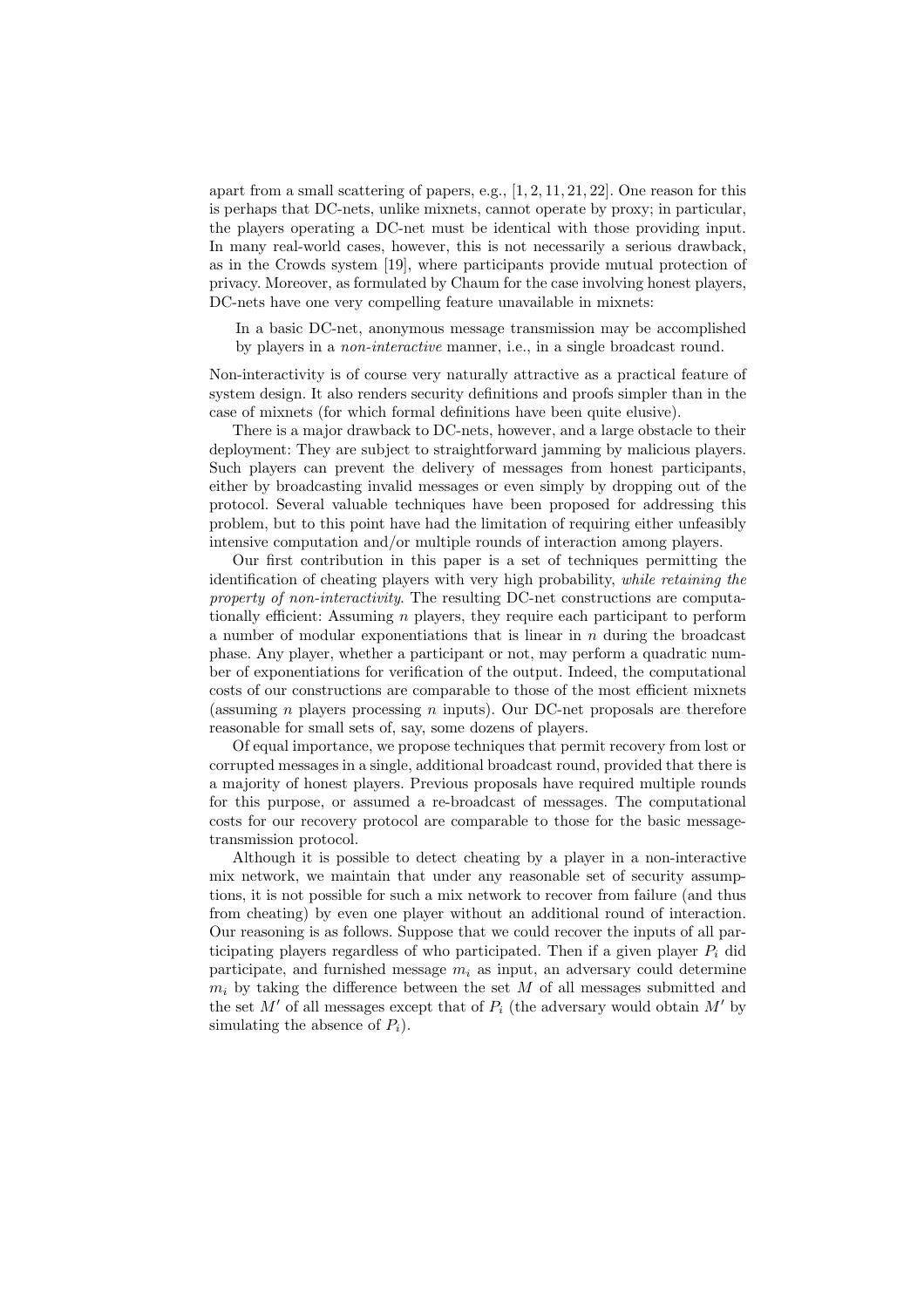apart from a small scattering of papers, e.g., [1, 2, 11, 21, 22]. One reason for this is perhaps that DC-nets, unlike mixnets, cannot operate by proxy; in particular, the players operating a DC-net must be identical with those providing input. In many real-world cases, however, this is not necessarily a serious drawback, as in the Crowds system [19], where participants provide mutual protection of privacy. Moreover, as formulated by Chaum for the case involving honest players, DC-nets have one very compelling feature unavailable in mixnets:

> In a basic DC-net, anonymous message transmission may be accomplished by players in a *non-interactive* manner, i.e., in a single broadcast round.

Non-interactivity is of course very naturally attractive as a practical feature of system design. It also renders security definitions and proofs simpler than in the case of mixnets (for which formal definitions have been quite elusive).

There is a major drawback to DC-nets, however, and a large obstacle to their deployment: They are subject to straightforward jamming by malicious players. Such players can prevent the delivery of messages from honest participants, either by broadcasting invalid messages or even simply by dropping out of the protocol. Several valuable techniques have been proposed for addressing this problem, but to this point have had the limitation of requiring either unfeasibly intensive computation and/or multiple rounds of interaction among players.

Our first contribution in this paper is a set of techniques permitting the identification of cheating players with very high probability, *while retaining the property of non-interactivity*. The resulting DC-net constructions are computationally efficient: Assuming $n$ players, they require each participant to perform a number of modular exponentiations that is linear in $n$ during the broadcast phase. Any player, whether a participant or not, may perform a quadratic number of exponentiations for verification of the output. Indeed, the computational costs of our constructions are comparable to those of the most efficient mixnets (assuming $n$ players processing $n$ inputs). Our DC-net proposals are therefore reasonable for small sets of, say, some dozens of players.

Of equal importance, we propose techniques that permit recovery from lost or corrupted messages in a single, additional broadcast round, provided that there is a majority of honest players. Previous proposals have required multiple rounds for this purpose, or assumed a re-broadcast of messages. The computational costs for our recovery protocol are comparable to those for the basic message-transmission protocol.

Although it is possible to detect cheating by a player in a non-interactive mix network, we maintain that under any reasonable set of security assumptions, it is not possible for such a mix network to recover from failure (and thus from cheating) by even one player without an additional round of interaction. Our reasoning is as follows. Suppose that we could recover the inputs of all participating players regardless of who participated. Then if a given player $P_i$ did participate, and furnished message $m_i$ as input, an adversary could determine $m_i$ by taking the difference between the set $M$ of all messages submitted and the set $M'$ of all messages except that of $P_i$ (the adversary would obtain $M'$ by simulating the absence of $P_i$).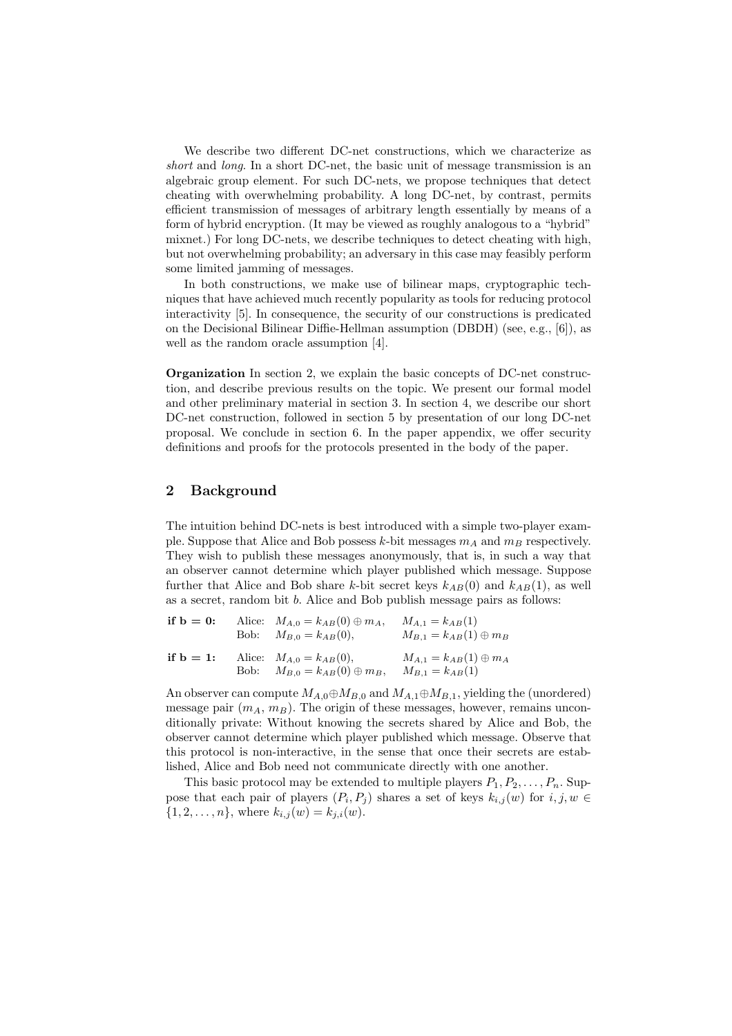We describe two different DC-net constructions, which we characterize as *short* and *long*. In a short DC-net, the basic unit of message transmission is an algebraic group element. For such DC-nets, we propose techniques that detect cheating with overwhelming probability. A long DC-net, by contrast, permits efficient transmission of messages of arbitrary length essentially by means of a form of hybrid encryption. (It may be viewed as roughly analogous to a "hybrid" mixnet.) For long DC-nets, we describe techniques to detect cheating with high, but not overwhelming probability; an adversary in this case may feasibly perform some limited jamming of messages.

In both constructions, we make use of bilinear maps, cryptographic techniques that have achieved much recently popularity as tools for reducing protocol interactivity [5]. In consequence, the security of our constructions is predicated on the Decisional Bilinear Diffie-Hellman assumption (DBDH) (see, e.g., [6]), as well as the random oracle assumption [4].

**Organization** In section 2, we explain the basic concepts of DC-net construction, and describe previous results on the topic. We present our formal model and other preliminary material in section 3. In section 4, we describe our short DC-net construction, followed in section 5 by presentation of our long DC-net proposal. We conclude in section 6. In the paper appendix, we offer security definitions and proofs for the protocols presented in the body of the paper.

## 2 Background

The intuition behind DC-nets is best introduced with a simple two-player example. Suppose that Alice and Bob possess $k$-bit messages $m_A$ and $m_B$ respectively. They wish to publish these messages anonymously, that is, in such a way that an observer cannot determine which player published which message. Suppose further that Alice and Bob share $k$-bit secret keys $k_{AB}(0)$ and $k_{AB}(1)$, as well as a secret, random bit $b$. Alice and Bob publish message pairs as follows:

**if b = 0:** Alice: $M_{A,0} = k_{AB}(0) \oplus m_A$, $\quad M_{A,1} = k_{AB}(1)$
Bob: $M_{B,0} = k_{AB}(0)$, $\quad M_{B,1} = k_{AB}(1) \oplus m_B$

**if b = 1:** Alice: $M_{A,0} = k_{AB}(0)$, $\quad M_{A,1} = k_{AB}(1) \oplus m_A$
Bob: $M_{B,0} = k_{AB}(0) \oplus m_B$, $\quad M_{B,1} = k_{AB}(1)$

An observer can compute $M_{A,0} \oplus M_{B,0}$ and $M_{A,1} \oplus M_{B,1}$, yielding the (unordered) message pair $(m_A, m_B)$. The origin of these messages, however, remains unconditionally private: Without knowing the secrets shared by Alice and Bob, the observer cannot determine which player published which message. Observe that this protocol is non-interactive, in the sense that once their secrets are established, Alice and Bob need not communicate directly with one another.

This basic protocol may be extended to multiple players $P_1, P_2, \ldots, P_n$. Suppose that each pair of players $(P_i, P_j)$ shares a set of keys $k_{i,j}(w)$ for $i, j, w \in \{1, 2, \ldots, n\}$, where $k_{i,j}(w) = k_{j,i}(w)$.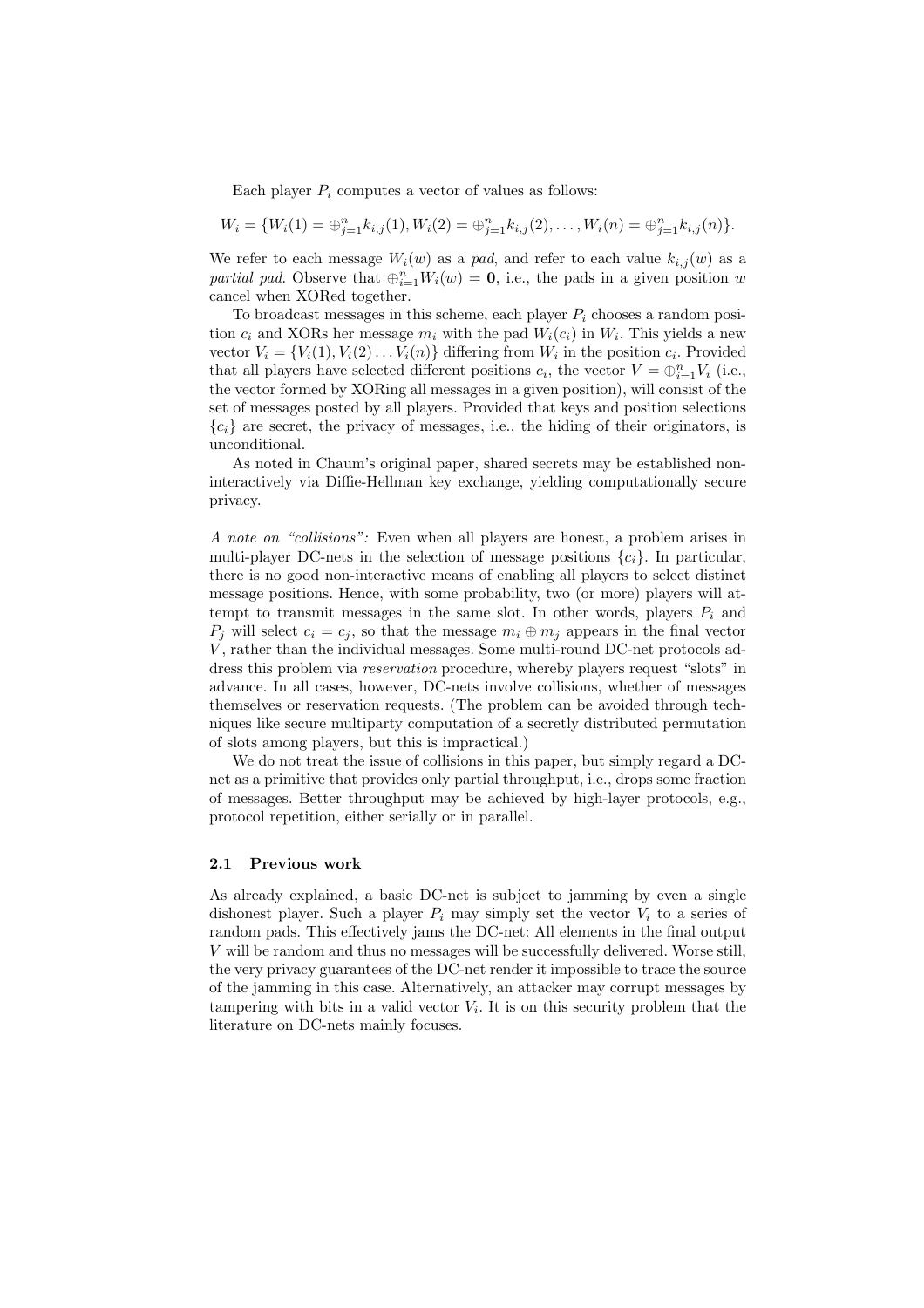Each player $P_i$ computes a vector of values as follows:

$$W_i = \{W_i(1) = \oplus_{j=1}^{n} k_{i,j}(1), W_i(2) = \oplus_{j=1}^{n} k_{i,j}(2), \ldots, W_i(n) = \oplus_{j=1}^{n} k_{i,j}(n)\}.$$

We refer to each message $W_i(w)$ as a *pad*, and refer to each value $k_{i,j}(w)$ as a *partial pad*. Observe that $\oplus_{i=1}^{n} W_i(w) = \mathbf{0}$, i.e., the pads in a given position $w$ cancel when XORed together.

To broadcast messages in this scheme, each player $P_i$ chooses a random position $c_i$ and XORs her message $m_i$ with the pad $W_i(c_i)$ in $W_i$. This yields a new vector $V_i = \{V_i(1), V_i(2) \ldots V_i(n)\}$ differing from $W_i$ in the position $c_i$. Provided that all players have selected different positions $c_i$, the vector $V = \oplus_{i=1}^{n} V_i$ (i.e., the vector formed by XORing all messages in a given position), will consist of the set of messages posted by all players. Provided that keys and position selections $\{c_i\}$ are secret, the privacy of messages, i.e., the hiding of their originators, is unconditional.

As noted in Chaum's original paper, shared secrets may be established non-interactively via Diffie-Hellman key exchange, yielding computationally secure privacy.

*A note on "collisions":* Even when all players are honest, a problem arises in multi-player DC-nets in the selection of message positions $\{c_i\}$. In particular, there is no good non-interactive means of enabling all players to select distinct message positions. Hence, with some probability, two (or more) players will attempt to transmit messages in the same slot. In other words, players $P_i$ and $P_j$ will select $c_i = c_j$, so that the message $m_i \oplus m_j$ appears in the final vector $V$, rather than the individual messages. Some multi-round DC-net protocols address this problem via *reservation* procedure, whereby players request "slots" in advance. In all cases, however, DC-nets involve collisions, whether of messages themselves or reservation requests. (The problem can be avoided through techniques like secure multiparty computation of a secretly distributed permutation of slots among players, but this is impractical.)

We do not treat the issue of collisions in this paper, but simply regard a DC-net as a primitive that provides only partial throughput, i.e., drops some fraction of messages. Better throughput may be achieved by high-layer protocols, e.g., protocol repetition, either serially or in parallel.

### 2.1 Previous work

As already explained, a basic DC-net is subject to jamming by even a single dishonest player. Such a player $P_i$ may simply set the vector $V_i$ to a series of random pads. This effectively jams the DC-net: All elements in the final output $V$ will be random and thus no messages will be successfully delivered. Worse still, the very privacy guarantees of the DC-net render it impossible to trace the source of the jamming in this case. Alternatively, an attacker may corrupt messages by tampering with bits in a valid vector $V_i$. It is on this security problem that the literature on DC-nets mainly focuses.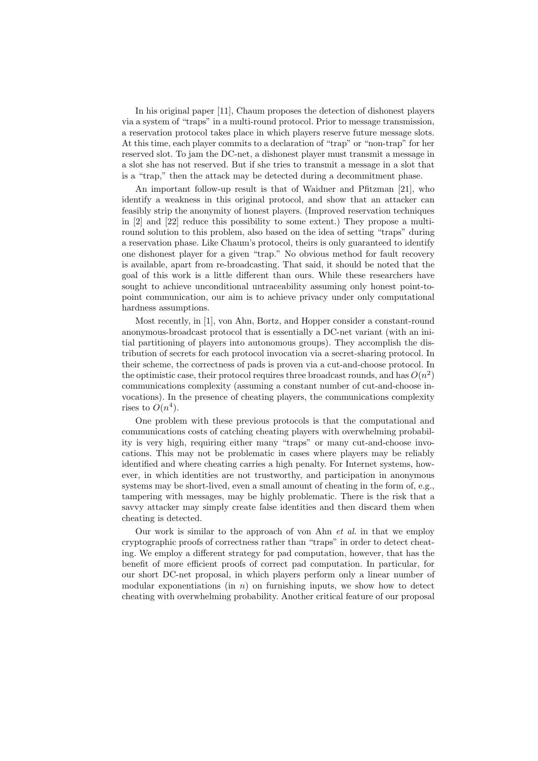In his original paper [11], Chaum proposes the detection of dishonest players via a system of "traps" in a multi-round protocol. Prior to message transmission, a reservation protocol takes place in which players reserve future message slots. At this time, each player commits to a declaration of "trap" or "non-trap" for her reserved slot. To jam the DC-net, a dishonest player must transmit a message in a slot she has not reserved. But if she tries to transmit a message in a slot that is a "trap," then the attack may be detected during a decommitment phase.

An important follow-up result is that of Waidner and Pfitzman [21], who identify a weakness in this original protocol, and show that an attacker can feasibly strip the anonymity of honest players. (Improved reservation techniques in [2] and [22] reduce this possibility to some extent.) They propose a multi-round solution to this problem, also based on the idea of setting "traps" during a reservation phase. Like Chaum's protocol, theirs is only guaranteed to identify one dishonest player for a given "trap." No obvious method for fault recovery is available, apart from re-broadcasting. That said, it should be noted that the goal of this work is a little different than ours. While these researchers have sought to achieve unconditional untraceability assuming only honest point-to-point communication, our aim is to achieve privacy under only computational hardness assumptions.

Most recently, in [1], von Ahn, Bortz, and Hopper consider a constant-round anonymous-broadcast protocol that is essentially a DC-net variant (with an initial partitioning of players into autonomous groups). They accomplish the distribution of secrets for each protocol invocation via a secret-sharing protocol. In their scheme, the correctness of pads is proven via a cut-and-choose protocol. In the optimistic case, their protocol requires three broadcast rounds, and has $O(n^2)$ communications complexity (assuming a constant number of cut-and-choose invocations). In the presence of cheating players, the communications complexity rises to $O(n^4)$.

One problem with these previous protocols is that the computational and communications costs of catching cheating players with overwhelming probability is very high, requiring either many "traps" or many cut-and-choose invocations. This may not be problematic in cases where players may be reliably identified and where cheating carries a high penalty. For Internet systems, however, in which identities are not trustworthy, and participation in anonymous systems may be short-lived, even a small amount of cheating in the form of, e.g., tampering with messages, may be highly problematic. There is the risk that a savvy attacker may simply create false identities and then discard them when cheating is detected.

Our work is similar to the approach of von Ahn *et al.* in that we employ cryptographic proofs of correctness rather than "traps" in order to detect cheating. We employ a different strategy for pad computation, however, that has the benefit of more efficient proofs of correct pad computation. In particular, for our short DC-net proposal, in which players perform only a linear number of modular exponentiations (in $n$) on furnishing inputs, we show how to detect cheating with overwhelming probability. Another critical feature of our proposal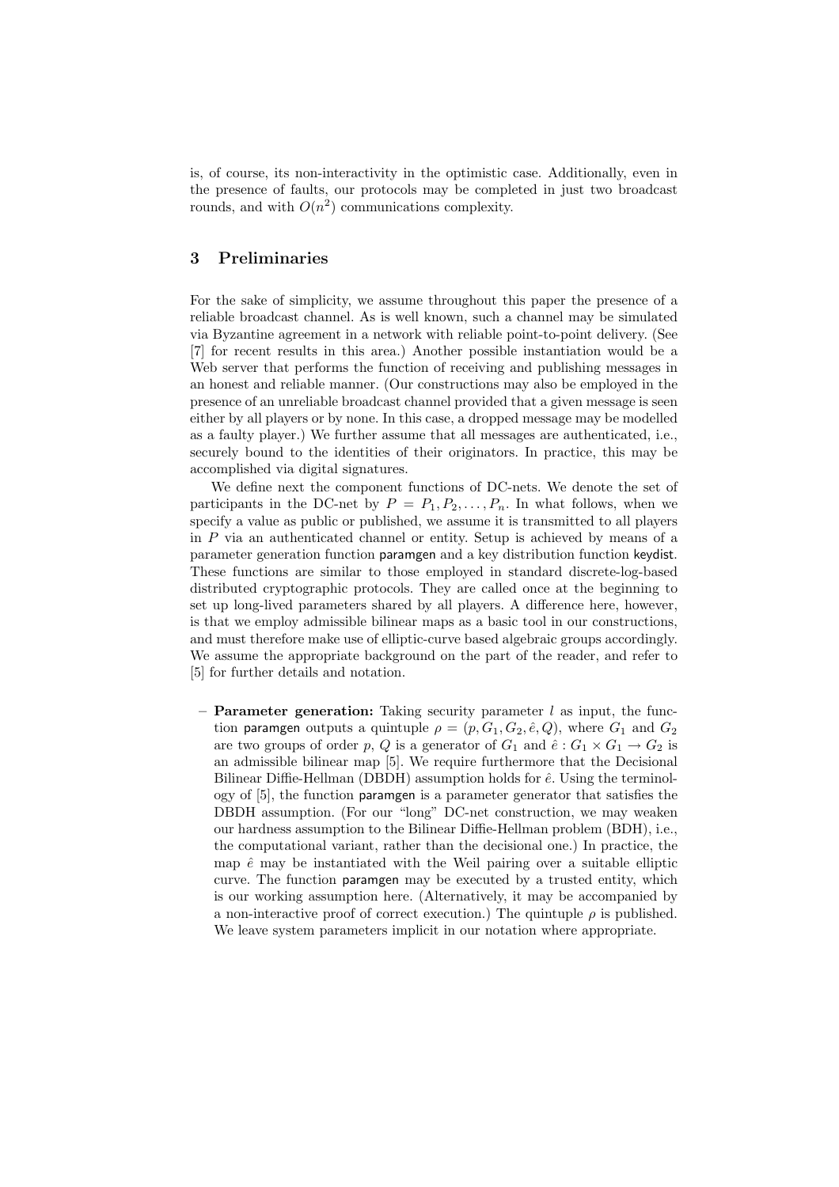is, of course, its non-interactivity in the optimistic case. Additionally, even in the presence of faults, our protocols may be completed in just two broadcast rounds, and with $O(n^2)$ communications complexity.

## 3 Preliminaries

For the sake of simplicity, we assume throughout this paper the presence of a reliable broadcast channel. As is well known, such a channel may be simulated via Byzantine agreement in a network with reliable point-to-point delivery. (See [7] for recent results in this area.) Another possible instantiation would be a Web server that performs the function of receiving and publishing messages in an honest and reliable manner. (Our constructions may also be employed in the presence of an unreliable broadcast channel provided that a given message is seen either by all players or by none. In this case, a dropped message may be modelled as a faulty player.) We further assume that all messages are authenticated, i.e., securely bound to the identities of their originators. In practice, this may be accomplished via digital signatures.

We define next the component functions of DC-nets. We denote the set of participants in the DC-net by $P = P_1, P_2, \ldots, P_n$. In what follows, when we specify a value as public or published, we assume it is transmitted to all players in $P$ via an authenticated channel or entity. Setup is achieved by means of a parameter generation function paramgen and a key distribution function keydist. These functions are similar to those employed in standard discrete-log-based distributed cryptographic protocols. They are called once at the beginning to set up long-lived parameters shared by all players. A difference here, however, is that we employ admissible bilinear maps as a basic tool in our constructions, and must therefore make use of elliptic-curve based algebraic groups accordingly. We assume the appropriate background on the part of the reader, and refer to [5] for further details and notation.

- **Parameter generation:** Taking security parameter $l$ as input, the function paramgen outputs a quintuple $\rho = (p, G_1, G_2, \hat{e}, Q)$, where $G_1$ and $G_2$ are two groups of order $p$, $Q$ is a generator of $G_1$ and $\hat{e} : G_1 \times G_1 \rightarrow G_2$ is an admissible bilinear map [5]. We require furthermore that the Decisional Bilinear Diffie-Hellman (DBDH) assumption holds for $\hat{e}$. Using the terminology of [5], the function paramgen is a parameter generator that satisfies the DBDH assumption. (For our "long" DC-net construction, we may weaken our hardness assumption to the Bilinear Diffie-Hellman problem (BDH), i.e., the computational variant, rather than the decisional one.) In practice, the map $\hat{e}$ may be instantiated with the Weil pairing over a suitable elliptic curve. The function paramgen may be executed by a trusted entity, which is our working assumption here. (Alternatively, it may be accompanied by a non-interactive proof of correct execution.) The quintuple $\rho$ is published. We leave system parameters implicit in our notation where appropriate.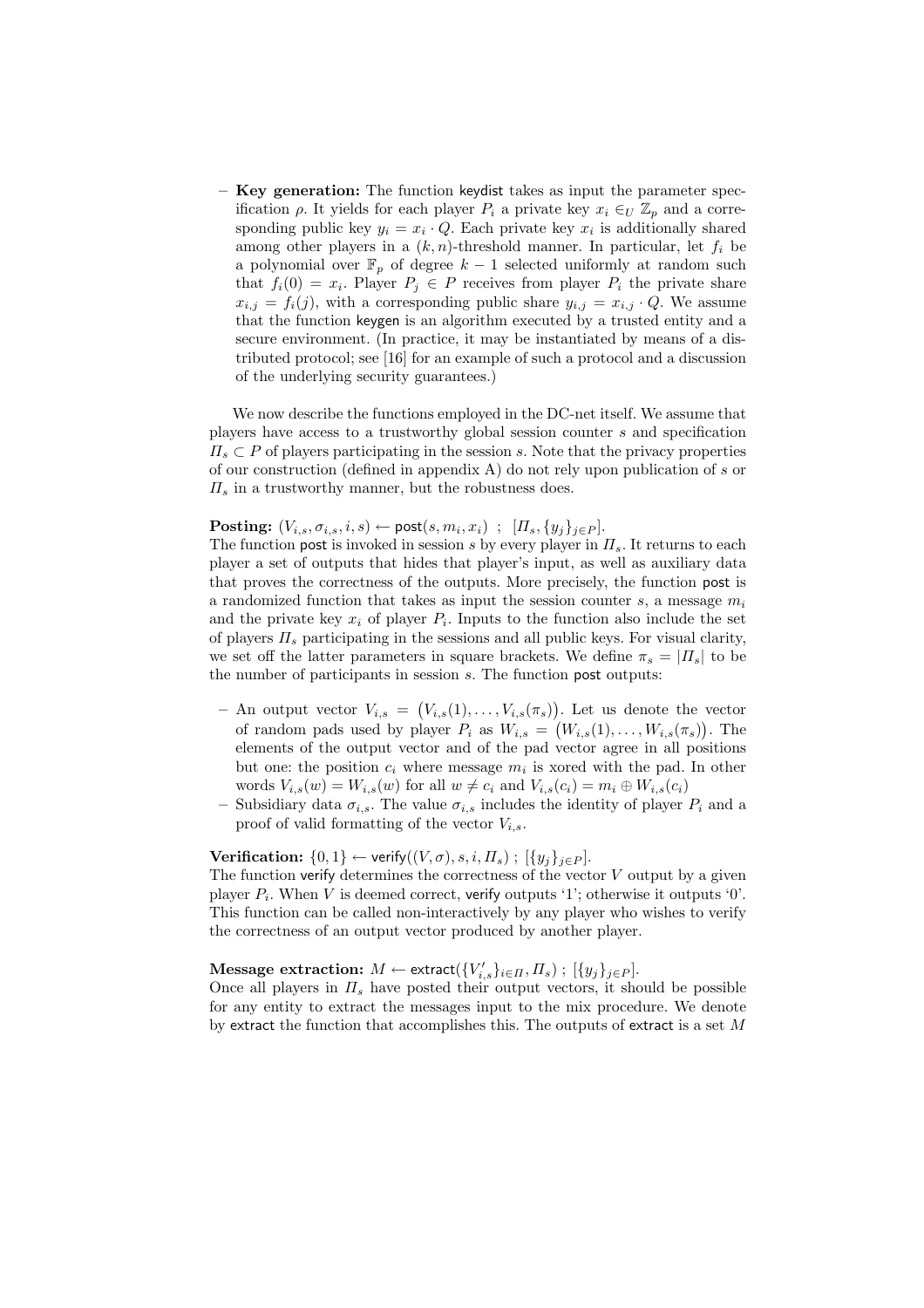– **Key generation:** The function keydist takes as input the parameter specification $\rho$. It yields for each player $P_i$ a private key $x_i \in_U \mathbb{Z}_p$ and a corresponding public key $y_i = x_i \cdot Q$. Each private key $x_i$ is additionally shared among other players in a $(k, n)$-threshold manner. In particular, let $f_i$ be a polynomial over $\mathbb{F}_p$ of degree $k-1$ selected uniformly at random such that $f_i(0) = x_i$. Player $P_j \in P$ receives from player $P_i$ the private share $x_{i,j} = f_i(j)$, with a corresponding public share $y_{i,j} = x_{i,j} \cdot Q$. We assume that the function keygen is an algorithm executed by a trusted entity and a secure environment. (In practice, it may be instantiated by means of a distributed protocol; see [16] for an example of such a protocol and a discussion of the underlying security guarantees.)

We now describe the functions employed in the DC-net itself. We assume that players have access to a trustworthy global session counter $s$ and specification $\Pi_s \subset P$ of players participating in the session $s$. Note that the privacy properties of our construction (defined in appendix A) do not rely upon publication of $s$ or $\Pi_s$ in a trustworthy manner, but the robustness does.

**Posting:** $(V_{i,s}, \sigma_{i,s}, i, s) \leftarrow \mathsf{post}(s, m_i, x_i)$ ; $[\Pi_s, \{y_j\}_{j \in P}]$.
The function post is invoked in session $s$ by every player in $\Pi_s$. It returns to each player a set of outputs that hides that player's input, as well as auxiliary data that proves the correctness of the outputs. More precisely, the function post is a randomized function that takes as input the session counter $s$, a message $m_i$ and the private key $x_i$ of player $P_i$. Inputs to the function also include the set of players $\Pi_s$ participating in the sessions and all public keys. For visual clarity, we set off the latter parameters in square brackets. We define $\pi_s = |\Pi_s|$ to be the number of participants in session $s$. The function post outputs:

– An output vector $V_{i,s} = \big(V_{i,s}(1), \ldots, V_{i,s}(\pi_s)\big)$. Let us denote the vector of random pads used by player $P_i$ as $W_{i,s} = \big(W_{i,s}(1), \ldots, W_{i,s}(\pi_s)\big)$. The elements of the output vector and of the pad vector agree in all positions but one: the position $c_i$ where message $m_i$ is xored with the pad. In other words $V_{i,s}(w) = W_{i,s}(w)$ for all $w \neq c_i$ and $V_{i,s}(c_i) = m_i \oplus W_{i,s}(c_i)$
– Subsidiary data $\sigma_{i,s}$. The value $\sigma_{i,s}$ includes the identity of player $P_i$ and a proof of valid formatting of the vector $V_{i,s}$.

**Verification:** $\{0, 1\} \leftarrow \mathsf{verify}((V, \sigma), s, i, \Pi_s)$ ; $[\{y_j\}_{j \in P}]$.
The function verify determines the correctness of the vector $V$ output by a given player $P_i$. When $V$ is deemed correct, verify outputs '1'; otherwise it outputs '0'. This function can be called non-interactively by any player who wishes to verify the correctness of an output vector produced by another player.

**Message extraction:** $M \leftarrow \mathsf{extract}(\{V'_{i,s}\}_{i \in \Pi}, \Pi_s)$ ; $[\{y_j\}_{j \in P}]$.
Once all players in $\Pi_s$ have posted their output vectors, it should be possible for any entity to extract the messages input to the mix procedure. We denote by extract the function that accomplishes this. The outputs of extract is a set $M$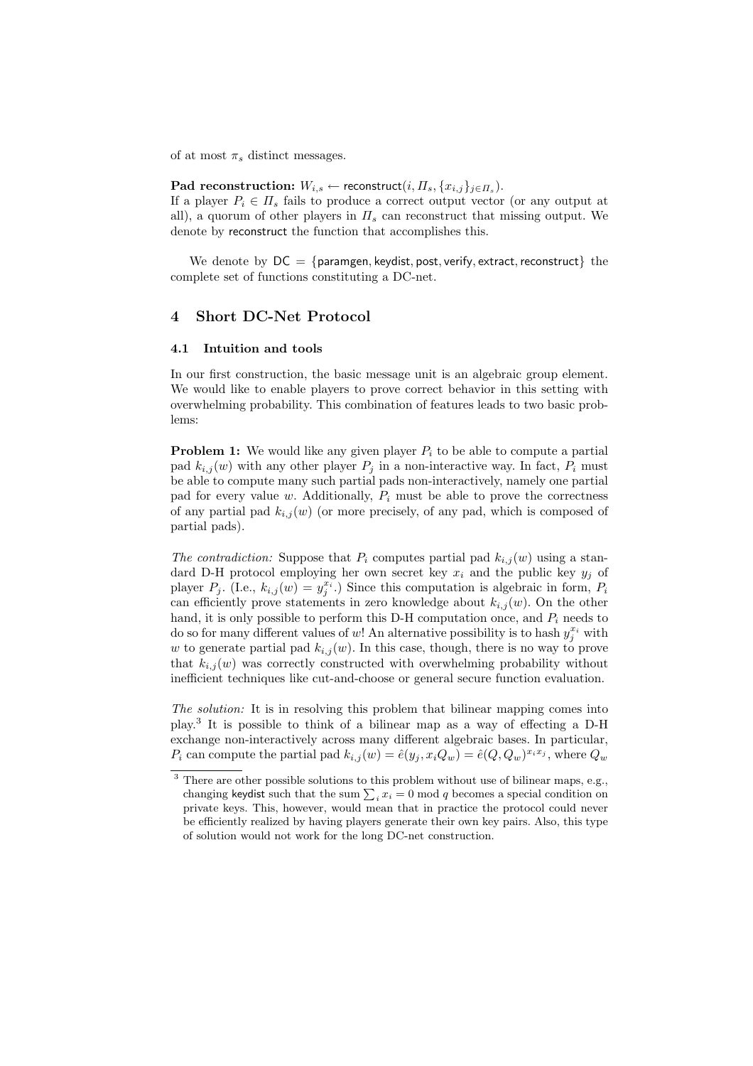of at most $\pi_s$ distinct messages.

**Pad reconstruction:** $W_{i,s} \leftarrow \mathsf{reconstruct}(i, \Pi_s, \{x_{i,j}\}_{j \in \Pi_s})$.
If a player $P_i \in \Pi_s$ fails to produce a correct output vector (or any output at all), a quorum of other players in $\Pi_s$ can reconstruct that missing output. We denote by reconstruct the function that accomplishes this.

We denote by $\mathsf{DC} = \{\mathsf{paramgen}, \mathsf{keydist}, \mathsf{post}, \mathsf{verify}, \mathsf{extract}, \mathsf{reconstruct}\}$ the complete set of functions constituting a DC-net.

## 4 Short DC-Net Protocol

### 4.1 Intuition and tools

In our first construction, the basic message unit is an algebraic group element. We would like to enable players to prove correct behavior in this setting with overwhelming probability. This combination of features leads to two basic problems:

**Problem 1:** We would like any given player $P_i$ to be able to compute a partial pad $k_{i,j}(w)$ with any other player $P_j$ in a non-interactive way. In fact, $P_i$ must be able to compute many such partial pads non-interactively, namely one partial pad for every value $w$. Additionally, $P_i$ must be able to prove the correctness of any partial pad $k_{i,j}(w)$ (or more precisely, of any pad, which is composed of partial pads).

*The contradiction:* Suppose that $P_i$ computes partial pad $k_{i,j}(w)$ using a standard D-H protocol employing her own secret key $x_i$ and the public key $y_j$ of player $P_j$. (I.e., $k_{i,j}(w) = y_j^{x_i}$.) Since this computation is algebraic in form, $P_i$ can efficiently prove statements in zero knowledge about $k_{i,j}(w)$. On the other hand, it is only possible to perform this D-H computation once, and $P_i$ needs to do so for many different values of $w$! An alternative possibility is to hash $y_j^{x_i}$ with $w$ to generate partial pad $k_{i,j}(w)$. In this case, though, there is no way to prove that $k_{i,j}(w)$ was correctly constructed with overwhelming probability without inefficient techniques like cut-and-choose or general secure function evaluation.

*The solution:* It is in resolving this problem that bilinear mapping comes into play.[3] It is possible to think of a bilinear map as a way of effecting a D-H exchange non-interactively across many different algebraic bases. In particular, $P_i$ can compute the partial pad $k_{i,j}(w) = \hat{e}(y_j, x_i Q_w) = \hat{e}(Q, Q_w)^{x_i x_j}$, where $Q_w$

[3] There are other possible solutions to this problem without use of bilinear maps, e.g., changing keydist such that the sum $\sum_i x_i = 0 \bmod q$ becomes a special condition on private keys. This, however, would mean that in practice the protocol could never be efficiently realized by having players generate their own key pairs. Also, this type of solution would not work for the long DC-net construction.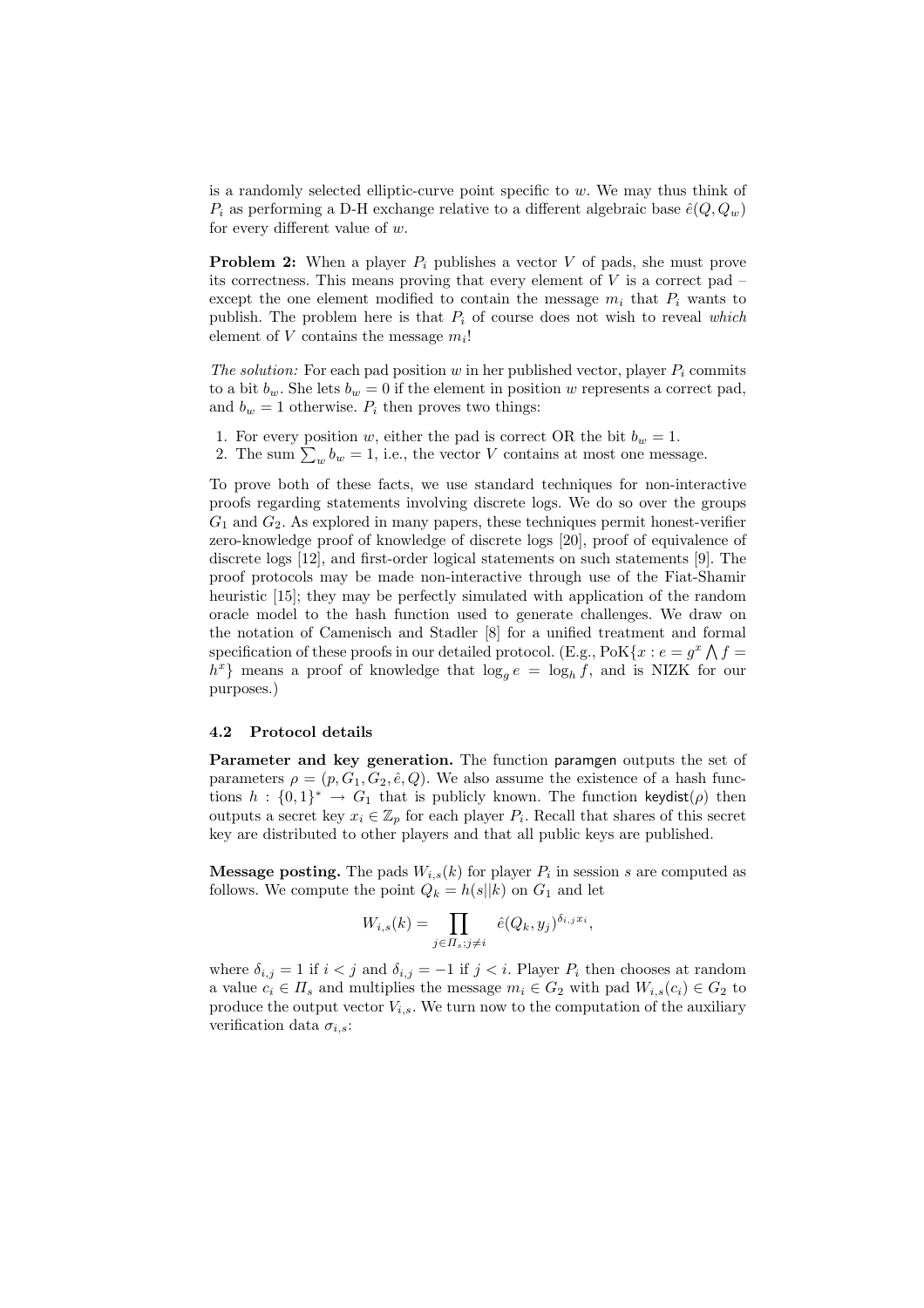is a randomly selected elliptic-curve point specific to $w$. We may thus think of $P_i$ as performing a D-H exchange relative to a different algebraic base $\hat{e}(Q, Q_w)$ for every different value of $w$.

**Problem 2:** When a player $P_i$ publishes a vector $V$ of pads, she must prove its correctness. This means proving that every element of $V$ is a correct pad – except the one element modified to contain the message $m_i$ that $P_i$ wants to publish. The problem here is that $P_i$ of course does not wish to reveal *which* element of $V$ contains the message $m_i$!

*The solution:* For each pad position $w$ in her published vector, player $P_i$ commits to a bit $b_w$. She lets $b_w = 0$ if the element in position $w$ represents a correct pad, and $b_w = 1$ otherwise. $P_i$ then proves two things:

1. For every position $w$, either the pad is correct OR the bit $b_w = 1$.
2. The sum $\sum_w b_w = 1$, i.e., the vector $V$ contains at most one message.

To prove both of these facts, we use standard techniques for non-interactive proofs regarding statements involving discrete logs. We do so over the groups $G_1$ and $G_2$. As explored in many papers, these techniques permit honest-verifier zero-knowledge proof of knowledge of discrete logs [20], proof of equivalence of discrete logs [12], and first-order logical statements on such statements [9]. The proof protocols may be made non-interactive through use of the Fiat-Shamir heuristic [15]; they may be perfectly simulated with application of the random oracle model to the hash function used to generate challenges. We draw on the notation of Camenisch and Stadler [8] for a unified treatment and formal specification of these proofs in our detailed protocol. (E.g., $\text{PoK}\{x : e = g^x \bigwedge f = h^x\}$ means a proof of knowledge that $\log_g e = \log_h f$, and is NIZK for our purposes.)

### 4.2 Protocol details

**Parameter and key generation.** The function $\mathsf{paramgen}$ outputs the set of parameters $\rho = (p, G_1, G_2, \hat{e}, Q)$. We also assume the existence of a hash functions $h : \{0,1\}^* \rightarrow G_1$ that is publicly known. The function $\mathsf{keydist}(\rho)$ then outputs a secret key $x_i \in \mathbb{Z}_p$ for each player $P_i$. Recall that shares of this secret key are distributed to other players and that all public keys are published.

**Message posting.** The pads $W_{i,s}(k)$ for player $P_i$ in session $s$ are computed as follows. We compute the point $Q_k = h(s||k)$ on $G_1$ and let

$$W_{i,s}(k) = \prod_{j \in \Pi_s; j \neq i} \hat{e}(Q_k, y_j)^{\delta_{i,j} x_i},$$

where $\delta_{i,j} = 1$ if $i < j$ and $\delta_{i,j} = -1$ if $j < i$. Player $P_i$ then chooses at random a value $c_i \in \Pi_s$ and multiplies the message $m_i \in G_2$ with pad $W_{i,s}(c_i) \in G_2$ to produce the output vector $V_{i,s}$. We turn now to the computation of the auxiliary verification data $\sigma_{i,s}$: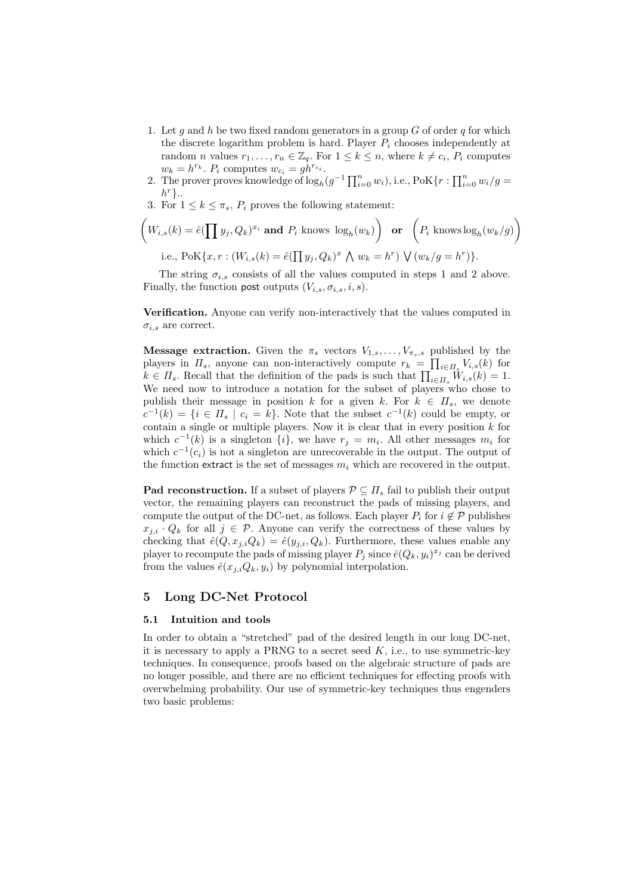1. Let $g$ and $h$ be two fixed random generators in a group $G$ of order $q$ for which the discrete logarithm problem is hard. Player $P_i$ chooses independently at random $n$ values $r_1, \ldots, r_n \in \mathbb{Z}_q$. For $1 \leq k \leq n$, where $k \neq c_i$, $P_i$ computes $w_k = h^{r_k}$. $P_i$ computes $w_{c_i} = gh^{r_{c_i}}$.
2. The prover proves knowledge of $\log_h(g^{-1} \prod_{i=0}^{n} w_i)$, i.e., PoK$\{r : \prod_{i=0}^{n} w_i / g = h^r\}$..
3. For $1 \leq k \leq \pi_s$, $P_i$ proves the following statement:

$$\left( W_{i,s}(k) = \hat{e}(\prod y_j, Q_k)^{x_i} \textbf{ and } P_i \text{ knows } \log_h(w_k) \right) \textbf{ or } \left( P_i \text{ knows} \log_h(w_k/g) \right)$$

i.e., PoK$\{x, r : (W_{i,s}(k) = \hat{e}(\prod y_j, Q_k)^x \bigwedge w_k = h^r) \bigvee (w_k/g = h^r)\}$.

The string $\sigma_{i,s}$ consists of all the values computed in steps 1 and 2 above. Finally, the function post outputs $(V_{i,s}, \sigma_{i,s}, i, s)$.

**Verification.** Anyone can verify non-interactively that the values computed in $\sigma_{i,s}$ are correct.

**Message extraction.** Given the $\pi_s$ vectors $V_{1,s}, \ldots, V_{\pi_s,s}$ published by the players in $\Pi_s$, anyone can non-interactively compute $r_k = \prod_{i \in \Pi_s} V_{i,s}(k)$ for $k \in \Pi_s$. Recall that the definition of the pads is such that $\prod_{i \in \Pi_s} W_{i,s}(k) = 1$. We need now to introduce a notation for the subset of players who chose to publish their message in position $k$ for a given $k$. For $k \in \Pi_s$, we denote $c^{-1}(k) = \{i \in \Pi_s \mid c_i = k\}$. Note that the subset $c^{-1}(k)$ could be empty, or contain a single or multiple players. Now it is clear that in every position $k$ for which $c^{-1}(k)$ is a singleton $\{i\}$, we have $r_j = m_i$. All other messages $m_i$ for which $c^{-1}(c_i)$ is not a singleton are unrecoverable in the output. The output of the function extract is the set of messages $m_i$ which are recovered in the output.

**Pad reconstruction.** If a subset of players $\mathcal{P} \subseteq \Pi_s$ fail to publish their output vector, the remaining players can reconstruct the pads of missing players, and compute the output of the DC-net, as follows. Each player $P_i$ for $i \notin \mathcal{P}$ publishes $x_{j,i} \cdot Q_k$ for all $j \in \mathcal{P}$. Anyone can verify the correctness of these values by checking that $\hat{e}(Q, x_{j,i}Q_k) = \hat{e}(y_{j,i}, Q_k)$. Furthermore, these values enable any player to recompute the pads of missing player $P_j$ since $\hat{e}(Q_k, y_i)^{x_j}$ can be derived from the values $\hat{e}(x_{j,i}Q_k, y_i)$ by polynomial interpolation.

## 5 Long DC-Net Protocol

### 5.1 Intuition and tools

In order to obtain a "stretched" pad of the desired length in our long DC-net, it is necessary to apply a PRNG to a secret seed $K$, i.e., to use symmetric-key techniques. In consequence, proofs based on the algebraic structure of pads are no longer possible, and there are no efficient techniques for effecting proofs with overwhelming probability. Our use of symmetric-key techniques thus engenders two basic problems: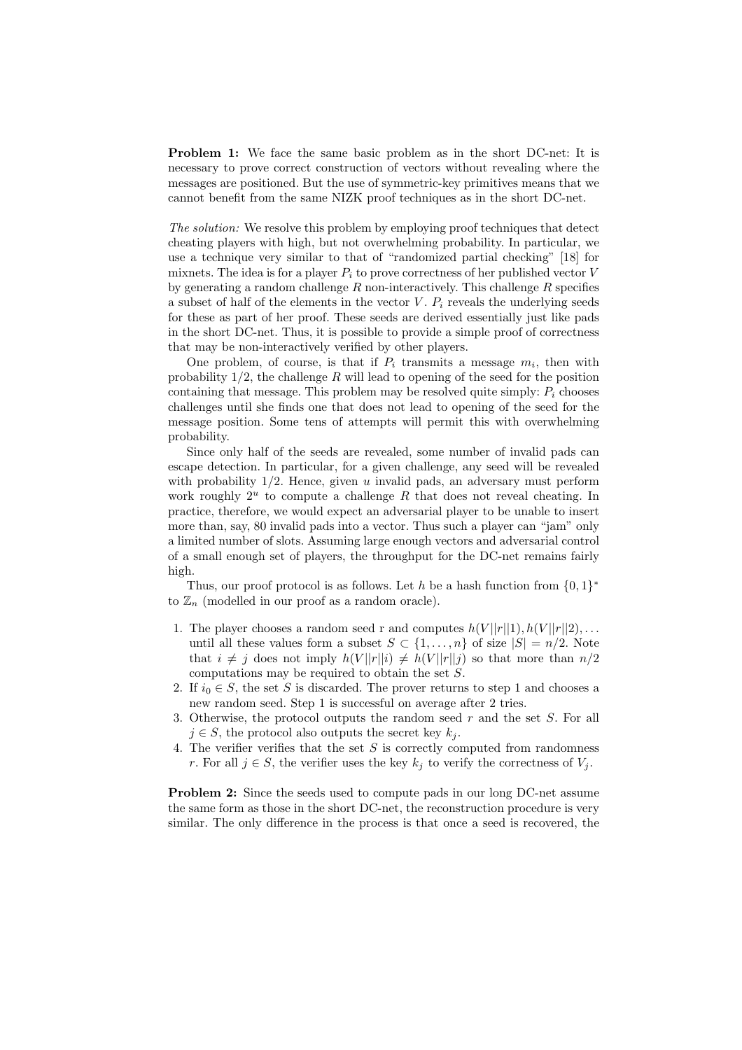**Problem 1:** We face the same basic problem as in the short DC-net: It is necessary to prove correct construction of vectors without revealing where the messages are positioned. But the use of symmetric-key primitives means that we cannot benefit from the same NIZK proof techniques as in the short DC-net.

*The solution:* We resolve this problem by employing proof techniques that detect cheating players with high, but not overwhelming probability. In particular, we use a technique very similar to that of "randomized partial checking" [18] for mixnets. The idea is for a player $P_i$ to prove correctness of her published vector $V$ by generating a random challenge $R$ non-interactively. This challenge $R$ specifies a subset of half of the elements in the vector $V$. $P_i$ reveals the underlying seeds for these as part of her proof. These seeds are derived essentially just like pads in the short DC-net. Thus, it is possible to provide a simple proof of correctness that may be non-interactively verified by other players.

One problem, of course, is that if $P_i$ transmits a message $m_i$, then with probability 1/2, the challenge $R$ will lead to opening of the seed for the position containing that message. This problem may be resolved quite simply: $P_i$ chooses challenges until she finds one that does not lead to opening of the seed for the message position. Some tens of attempts will permit this with overwhelming probability.

Since only half of the seeds are revealed, some number of invalid pads can escape detection. In particular, for a given challenge, any seed will be revealed with probability 1/2. Hence, given $u$ invalid pads, an adversary must perform work roughly $2^u$ to compute a challenge $R$ that does not reveal cheating. In practice, therefore, we would expect an adversarial player to be unable to insert more than, say, 80 invalid pads into a vector. Thus such a player can "jam" only a limited number of slots. Assuming large enough vectors and adversarial control of a small enough set of players, the throughput for the DC-net remains fairly high.

Thus, our proof protocol is as follows. Let $h$ be a hash function from $\{0,1\}^*$ to $\mathbb{Z}_n$ (modelled in our proof as a random oracle).

1. The player chooses a random seed r and computes $h(V||r||1), h(V||r||2), \ldots$ until all these values form a subset $S \subset \{1, \ldots, n\}$ of size $|S| = n/2$. Note that $i \neq j$ does not imply $h(V||r||i) \neq h(V||r||j)$ so that more than $n/2$ computations may be required to obtain the set $S$.
2. If $i_0 \in S$, the set $S$ is discarded. The prover returns to step 1 and chooses a new random seed. Step 1 is successful on average after 2 tries.
3. Otherwise, the protocol outputs the random seed $r$ and the set $S$. For all $j \in S$, the protocol also outputs the secret key $k_j$.
4. The verifier verifies that the set $S$ is correctly computed from randomness $r$. For all $j \in S$, the verifier uses the key $k_j$ to verify the correctness of $V_j$.

**Problem 2:** Since the seeds used to compute pads in our long DC-net assume the same form as those in the short DC-net, the reconstruction procedure is very similar. The only difference in the process is that once a seed is recovered, the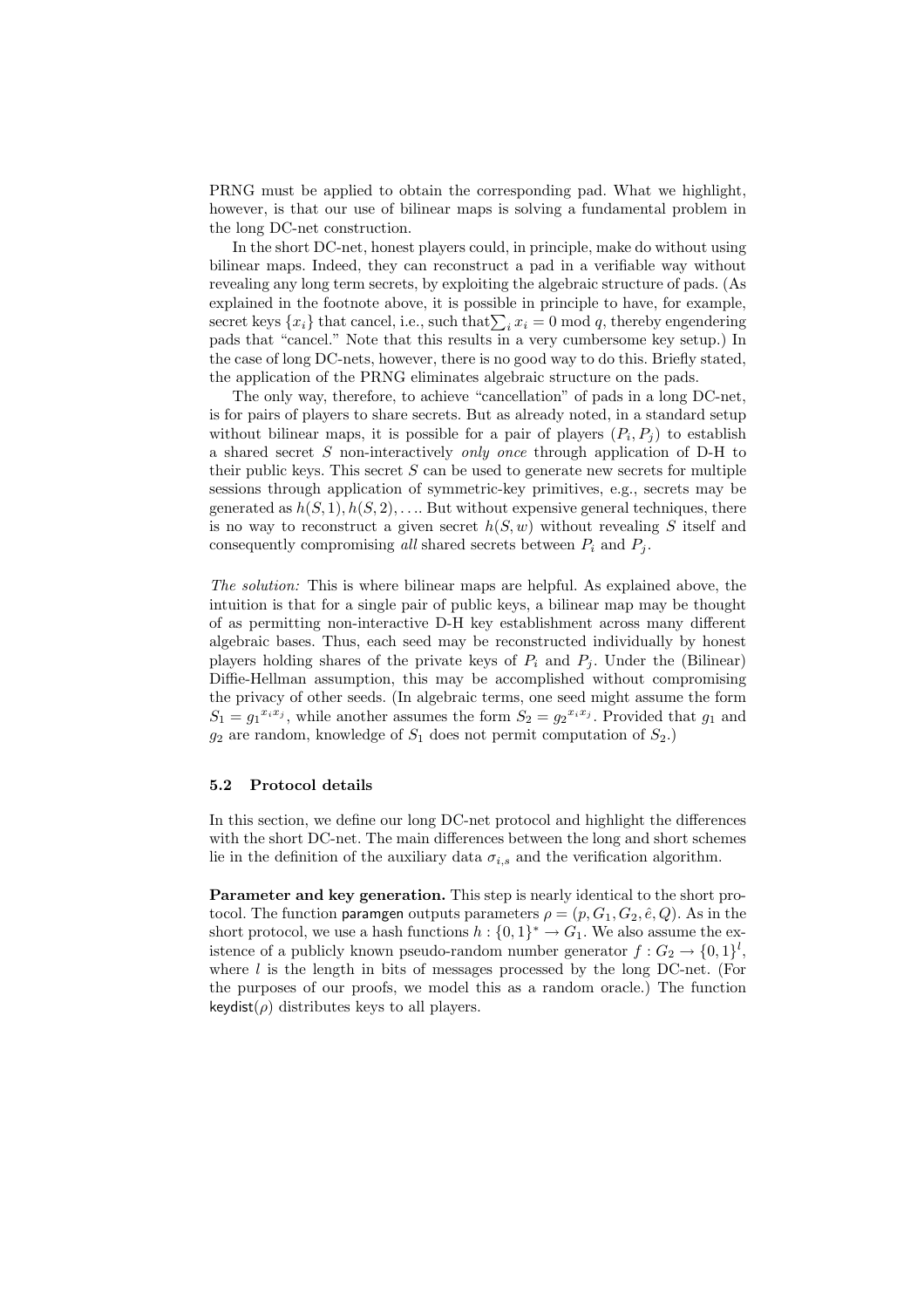PRNG must be applied to obtain the corresponding pad. What we highlight, however, is that our use of bilinear maps is solving a fundamental problem in the long DC-net construction.

In the short DC-net, honest players could, in principle, make do without using bilinear maps. Indeed, they can reconstruct a pad in a verifiable way without revealing any long term secrets, by exploiting the algebraic structure of pads. (As explained in the footnote above, it is possible in principle to have, for example, secret keys $\{x_i\}$ that cancel, i.e., such that $\sum_i x_i = 0 \bmod q$, thereby engendering pads that "cancel." Note that this results in a very cumbersome key setup.) In the case of long DC-nets, however, there is no good way to do this. Briefly stated, the application of the PRNG eliminates algebraic structure on the pads.

The only way, therefore, to achieve "cancellation" of pads in a long DC-net, is for pairs of players to share secrets. But as already noted, in a standard setup without bilinear maps, it is possible for a pair of players $(P_i, P_j)$ to establish a shared secret $S$ non-interactively *only once* through application of D-H to their public keys. This secret $S$ can be used to generate new secrets for multiple sessions through application of symmetric-key primitives, e.g., secrets may be generated as $h(S, 1), h(S, 2), \ldots$. But without expensive general techniques, there is no way to reconstruct a given secret $h(S, w)$ without revealing $S$ itself and consequently compromising *all* shared secrets between $P_i$ and $P_j$.

*The solution:* This is where bilinear maps are helpful. As explained above, the intuition is that for a single pair of public keys, a bilinear map may be thought of as permitting non-interactive D-H key establishment across many different algebraic bases. Thus, each seed may be reconstructed individually by honest players holding shares of the private keys of $P_i$ and $P_j$. Under the (Bilinear) Diffie-Hellman assumption, this may be accomplished without compromising the privacy of other seeds. (In algebraic terms, one seed might assume the form $S_1 = {g_1}^{x_i x_j}$, while another assumes the form $S_2 = {g_2}^{x_i x_j}$. Provided that $g_1$ and $g_2$ are random, knowledge of $S_1$ does not permit computation of $S_2$.)

### 5.2 Protocol details

In this section, we define our long DC-net protocol and highlight the differences with the short DC-net. The main differences between the long and short schemes lie in the definition of the auxiliary data $\sigma_{i,s}$ and the verification algorithm.

**Parameter and key generation.** This step is nearly identical to the short protocol. The function paramgen outputs parameters $\rho = (p, G_1, G_2, \hat{e}, Q)$. As in the short protocol, we use a hash functions $h : \{0,1\}^* \rightarrow G_1$. We also assume the existence of a publicly known pseudo-random number generator $f : G_2 \rightarrow \{0,1\}^l$, where $l$ is the length in bits of messages processed by the long DC-net. (For the purposes of our proofs, we model this as a random oracle.) The function keydist$(\rho)$ distributes keys to all players.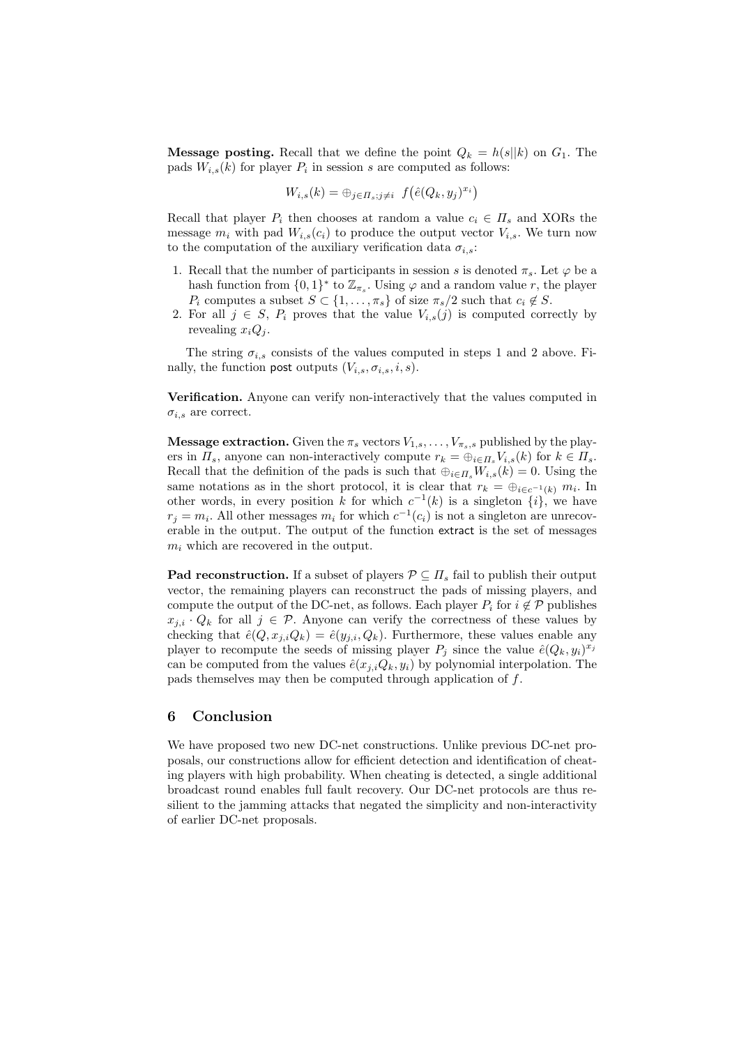**Message posting.** Recall that we define the point $Q_k = h(s||k)$ on $G_1$. The pads $W_{i,s}(k)$ for player $P_i$ in session $s$ are computed as follows:

$$W_{i,s}(k) = \oplus_{j \in \Pi_s; j \neq i} \ f\big(\hat{e}(Q_k, y_j)^{x_i}\big)$$

Recall that player $P_i$ then chooses at random a value $c_i \in \Pi_s$ and XORs the message $m_i$ with pad $W_{i,s}(c_i)$ to produce the output vector $V_{i,s}$. We turn now to the computation of the auxiliary verification data $\sigma_{i,s}$:

1. Recall that the number of participants in session $s$ is denoted $\pi_s$. Let $\varphi$ be a hash function from $\{0,1\}^*$ to $\mathbb{Z}_{\pi_s}$. Using $\varphi$ and a random value $r$, the player $P_i$ computes a subset $S \subset \{1, \ldots, \pi_s\}$ of size $\pi_s/2$ such that $c_i \notin S$.
2. For all $j \in S$, $P_i$ proves that the value $V_{i,s}(j)$ is computed correctly by revealing $x_i Q_j$.

The string $\sigma_{i,s}$ consists of the values computed in steps 1 and 2 above. Finally, the function post outputs $(V_{i,s}, \sigma_{i,s}, i, s)$.

**Verification.** Anyone can verify non-interactively that the values computed in $\sigma_{i,s}$ are correct.

**Message extraction.** Given the $\pi_s$ vectors $V_{1,s}, \ldots, V_{\pi_s,s}$ published by the players in $\Pi_s$, anyone can non-interactively compute $r_k = \oplus_{i \in \Pi_s} V_{i,s}(k)$ for $k \in \Pi_s$. Recall that the definition of the pads is such that $\oplus_{i \in \Pi_s} W_{i,s}(k) = 0$. Using the same notations as in the short protocol, it is clear that $r_k = \oplus_{i \in c^{-1}(k)} m_i$. In other words, in every position $k$ for which $c^{-1}(k)$ is a singleton $\{i\}$, we have $r_j = m_i$. All other messages $m_i$ for which $c^{-1}(c_i)$ is not a singleton are unrecoverable in the output. The output of the function extract is the set of messages $m_i$ which are recovered in the output.

**Pad reconstruction.** If a subset of players $\mathcal{P} \subseteq \Pi_s$ fail to publish their output vector, the remaining players can reconstruct the pads of missing players, and compute the output of the DC-net, as follows. Each player $P_i$ for $i \notin \mathcal{P}$ publishes $x_{j,i} \cdot Q_k$ for all $j \in \mathcal{P}$. Anyone can verify the correctness of these values by checking that $\hat{e}(Q, x_{j,i}Q_k) = \hat{e}(y_{j,i}, Q_k)$. Furthermore, these values enable any player to recompute the seeds of missing player $P_j$ since the value $\hat{e}(Q_k, y_i)^{x_j}$ can be computed from the values $\hat{e}(x_{j,i}Q_k, y_i)$ by polynomial interpolation. The pads themselves may then be computed through application of $f$.

## 6 Conclusion

We have proposed two new DC-net constructions. Unlike previous DC-net proposals, our constructions allow for efficient detection and identification of cheating players with high probability. When cheating is detected, a single additional broadcast round enables full fault recovery. Our DC-net protocols are thus resilient to the jamming attacks that negated the simplicity and non-interactivity of earlier DC-net proposals.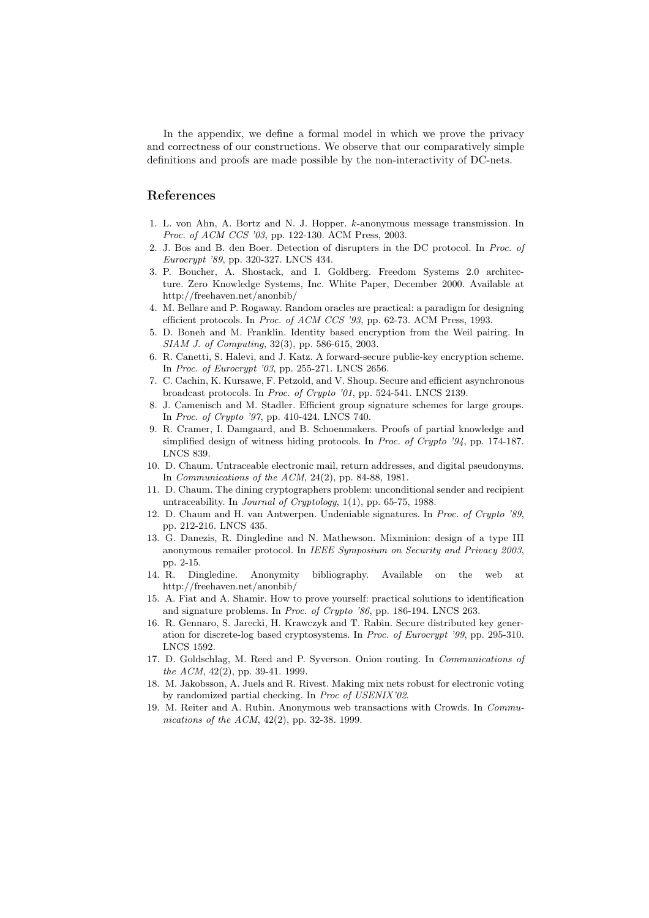In the appendix, we define a formal model in which we prove the privacy and correctness of our constructions. We observe that our comparatively simple definitions and proofs are made possible by the non-interactivity of DC-nets.

## References

1. L. von Ahn, A. Bortz and N. J. Hopper. $k$-anonymous message transmission. In *Proc. of ACM CCS '03*, pp. 122-130. ACM Press, 2003.
2. J. Bos and B. den Boer. Detection of disrupters in the DC protocol. In *Proc. of Eurocrypt '89*, pp. 320-327. LNCS 434.
3. P. Boucher, A. Shostack, and I. Goldberg. Freedom Systems 2.0 architecture. Zero Knowledge Systems, Inc. White Paper, December 2000. Available at http://freehaven.net/anonbib/
4. M. Bellare and P. Rogaway. Random oracles are practical: a paradigm for designing efficient protocols. In *Proc. of ACM CCS '93*, pp. 62-73. ACM Press, 1993.
5. D. Boneh and M. Franklin. Identity based encryption from the Weil pairing. In *SIAM J. of Computing*, 32(3), pp. 586-615, 2003.
6. R. Canetti, S. Halevi, and J. Katz. A forward-secure public-key encryption scheme. In *Proc. of Eurocrypt '03*, pp. 255-271. LNCS 2656.
7. C. Cachin, K. Kursawe, F. Petzold, and V. Shoup. Secure and efficient asynchronous broadcast protocols. In *Proc. of Crypto '01*, pp. 524-541. LNCS 2139.
8. J. Camenisch and M. Stadler. Efficient group signature schemes for large groups. In *Proc. of Crypto '97*, pp. 410-424. LNCS 740.
9. R. Cramer, I. Damgaard, and B. Schoenmakers. Proofs of partial knowledge and simplified design of witness hiding protocols. In *Proc. of Crypto '94*, pp. 174-187. LNCS 839.
10. D. Chaum. Untraceable electronic mail, return addresses, and digital pseudonyms. In *Communications of the ACM*, 24(2), pp. 84-88, 1981.
11. D. Chaum. The dining cryptographers problem: unconditional sender and recipient untraceability. In *Journal of Cryptology*, 1(1), pp. 65-75, 1988.
12. D. Chaum and H. van Antwerpen. Undeniable signatures. In *Proc. of Crypto '89*, pp. 212-216. LNCS 435.
13. G. Danezis, R. Dingledine and N. Mathewson. Mixminion: design of a type III anonymous remailer protocol. In *IEEE Symposium on Security and Privacy 2003*, pp. 2-15.
14. R. Dingledine. Anonymity bibliography. Available on the web at http://freehaven.net/anonbib/
15. A. Fiat and A. Shamir. How to prove yourself: practical solutions to identification and signature problems. In *Proc. of Crypto '86*, pp. 186-194. LNCS 263.
16. R. Gennaro, S. Jarecki, H. Krawczyk and T. Rabin. Secure distributed key generation for discrete-log based cryptosystems. In *Proc. of Eurocrypt '99*, pp. 295-310. LNCS 1592.
17. D. Goldschlag, M. Reed and P. Syverson. Onion routing. In *Communications of the ACM*, 42(2), pp. 39-41. 1999.
18. M. Jakobsson, A. Juels and R. Rivest. Making mix nets robust for electronic voting by randomized partial checking. In *Proc of USENIX'02*.
19. M. Reiter and A. Rubin. Anonymous web transactions with Crowds. In *Communications of the ACM*, 42(2), pp. 32-38. 1999.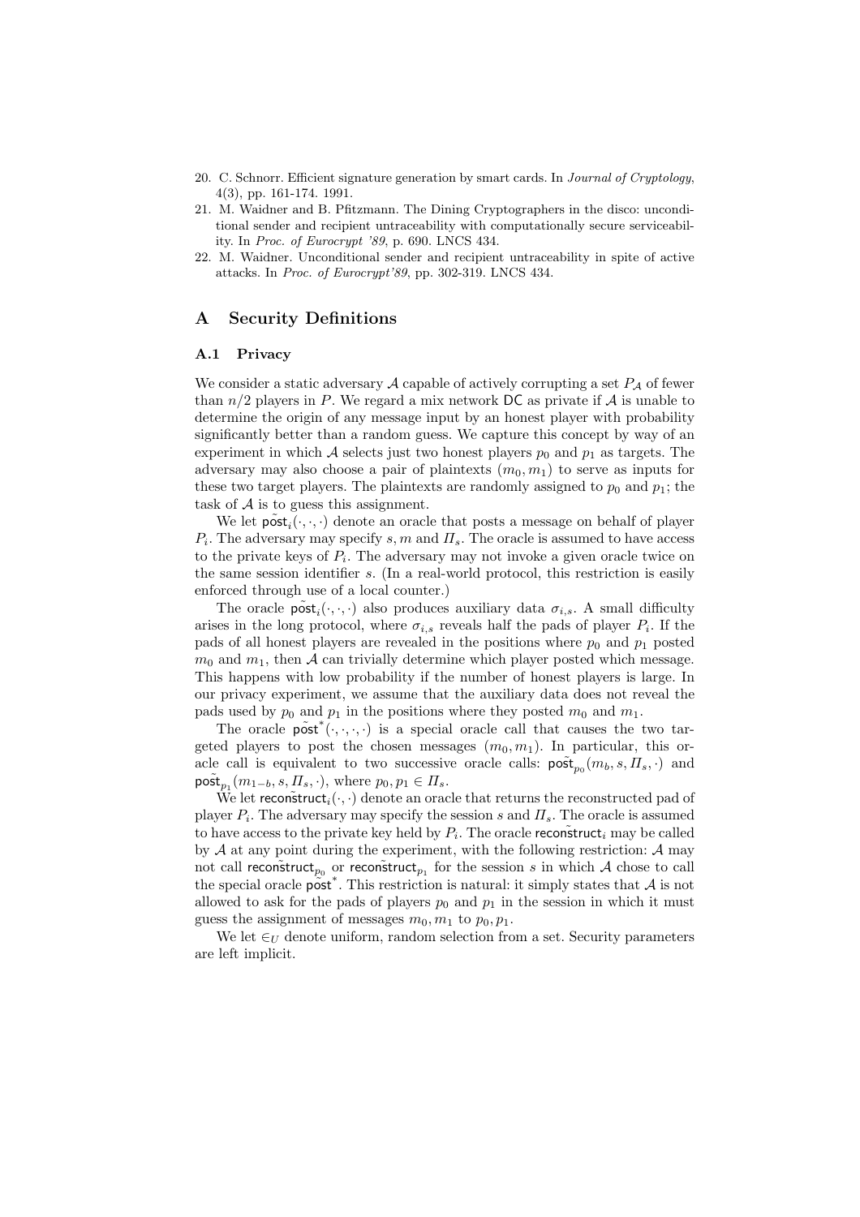20. C. Schnorr. Efficient signature generation by smart cards. In *Journal of Cryptology*, 4(3), pp. 161-174. 1991.
21. M. Waidner and B. Pfitzmann. The Dining Cryptographers in the disco: unconditional sender and recipient untraceability with computationally secure serviceability. In *Proc. of Eurocrypt '89*, p. 690. LNCS 434.
22. M. Waidner. Unconditional sender and recipient untraceability in spite of active attacks. In *Proc. of Eurocrypt'89*, pp. 302-319. LNCS 434.

# A Security Definitions

## A.1 Privacy

We consider a static adversary $\mathcal{A}$ capable of actively corrupting a set $P_{\mathcal{A}}$ of fewer than $n/2$ players in $P$. We regard a mix network $\mathsf{DC}$ as private if $\mathcal{A}$ is unable to determine the origin of any message input by an honest player with probability significantly better than a random guess. We capture this concept by way of an experiment in which $\mathcal{A}$ selects just two honest players $p_0$ and $p_1$ as targets. The adversary may also choose a pair of plaintexts $(m_0, m_1)$ to serve as inputs for these two target players. The plaintexts are randomly assigned to $p_0$ and $p_1$; the task of $\mathcal{A}$ is to guess this assignment.

We let $\tilde{\mathsf{post}}_i(\cdot,\cdot,\cdot)$ denote an oracle that posts a message on behalf of player $P_i$. The adversary may specify $s, m$ and $\Pi_s$. The oracle is assumed to have access to the private keys of $P_i$. The adversary may not invoke a given oracle twice on the same session identifier $s$. (In a real-world protocol, this restriction is easily enforced through use of a local counter.)

The oracle $\tilde{\mathsf{post}}_i(\cdot,\cdot,\cdot)$ also produces auxiliary data $\sigma_{i,s}$. A small difficulty arises in the long protocol, where $\sigma_{i,s}$ reveals half the pads of player $P_i$. If the pads of all honest players are revealed in the positions where $p_0$ and $p_1$ posted $m_0$ and $m_1$, then $\mathcal{A}$ can trivially determine which player posted which message. This happens with low probability if the number of honest players is large. In our privacy experiment, we assume that the auxiliary data does not reveal the pads used by $p_0$ and $p_1$ in the positions where they posted $m_0$ and $m_1$.

The oracle $\tilde{\mathsf{post}}^*(\cdot,\cdot,\cdot,\cdot)$ is a special oracle call that causes the two targeted players to post the chosen messages $(m_0, m_1)$. In particular, this oracle call is equivalent to two successive oracle calls: $\tilde{\mathsf{post}}_{p_0}(m_b, s, \Pi_s, \cdot)$ and $\tilde{\mathsf{post}}_{p_1}(m_{1-b}, s, \Pi_s, \cdot)$, where $p_0, p_1 \in \Pi_s$.

We let $\tilde{\mathsf{reconstruct}}_i(\cdot,\cdot)$ denote an oracle that returns the reconstructed pad of player $P_i$. The adversary may specify the session $s$ and $\Pi_s$. The oracle is assumed to have access to the private key held by $P_i$. The oracle $\tilde{\mathsf{reconstruct}}_i$ may be called by $\mathcal{A}$ at any point during the experiment, with the following restriction: $\mathcal{A}$ may not call $\tilde{\mathsf{reconstruct}}_{p_0}$ or $\tilde{\mathsf{reconstruct}}_{p_1}$ for the session $s$ in which $\mathcal{A}$ chose to call the special oracle $\tilde{\mathsf{post}}^*$. This restriction is natural: it simply states that $\mathcal{A}$ is not allowed to ask for the pads of players $p_0$ and $p_1$ in the session in which it must guess the assignment of messages $m_0, m_1$ to $p_0, p_1$.

We let $\in_U$ denote uniform, random selection from a set. Security parameters are left implicit.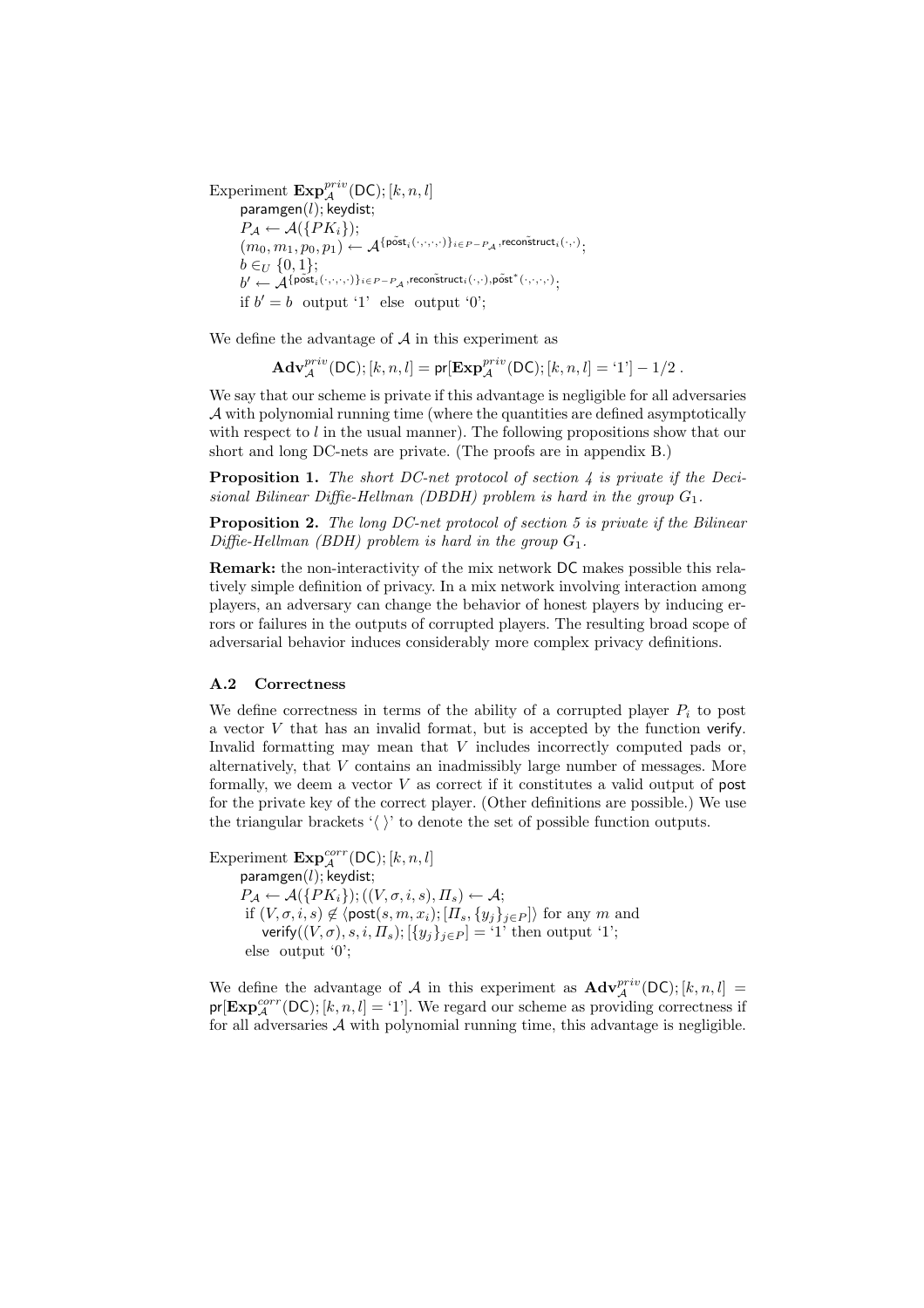Experiment $\mathbf{Exp}_{\mathcal{A}}^{priv}(\mathsf{DC});[k,n,l]$

$\mathsf{paramgen}(l)$; $\mathsf{keydist}$;

$P_{\mathcal{A}} \leftarrow \mathcal{A}(\{PK_i\})$;

$(m_0, m_1, p_0, p_1) \leftarrow \mathcal{A}^{\{\tilde{\mathsf{post}}_i(\cdot,\cdot,\cdot,\cdot)\}_{i \in P-P_{\mathcal{A}}}, \tilde{\mathsf{reconstruct}}_i(\cdot,\cdot)}$;

$b \in_U \{0,1\}$;

$b' \leftarrow \mathcal{A}^{\{\tilde{\mathsf{post}}_i(\cdot,\cdot,\cdot,\cdot)\}_{i \in P-P_{\mathcal{A}}}, \tilde{\mathsf{reconstruct}}_i(\cdot,\cdot), \tilde{\mathsf{post}}^*(\cdot,\cdot,\cdot,\cdot)}$;

if $b' = b$ output '1' else output '0';

We define the advantage of $\mathcal{A}$ in this experiment as

$$\mathbf{Adv}_{\mathcal{A}}^{priv}(\mathsf{DC});[k,n,l] = \mathsf{pr}[\mathbf{Exp}_{\mathcal{A}}^{priv}(\mathsf{DC});[k,n,l] = \text{'1'}] - 1/2 .$$

We say that our scheme is private if this advantage is negligible for all adversaries $\mathcal{A}$ with polynomial running time (where the quantities are defined asymptotically with respect to $l$ in the usual manner). The following propositions show that our short and long DC-nets are private. (The proofs are in appendix B.)

**Proposition 1.** *The short DC-net protocol of section 4 is private if the Decisional Bilinear Diffie-Hellman (DBDH) problem is hard in the group $G_1$.*

**Proposition 2.** *The long DC-net protocol of section 5 is private if the Bilinear Diffie-Hellman (BDH) problem is hard in the group $G_1$.*

**Remark:** the non-interactivity of the mix network DC makes possible this relatively simple definition of privacy. In a mix network involving interaction among players, an adversary can change the behavior of honest players by inducing errors or failures in the outputs of corrupted players. The resulting broad scope of adversarial behavior induces considerably more complex privacy definitions.

### A.2 Correctness

We define correctness in terms of the ability of a corrupted player $P_i$ to post a vector $V$ that has an invalid format, but is accepted by the function verify. Invalid formatting may mean that $V$ includes incorrectly computed pads or, alternatively, that $V$ contains an inadmissibly large number of messages. More formally, we deem a vector $V$ as correct if it constitutes a valid output of post for the private key of the correct player. (Other definitions are possible.) We use the triangular brackets '$\langle\ \rangle$' to denote the set of possible function outputs.

Experiment $\mathbf{Exp}_{\mathcal{A}}^{corr}(\mathsf{DC});[k,n,l]$

$\mathsf{paramgen}(l)$; $\mathsf{keydist}$;

$P_{\mathcal{A}} \leftarrow \mathcal{A}(\{PK_i\})$; $((V,\sigma,i,s),\Pi_s) \leftarrow \mathcal{A}$;

if $(V,\sigma,i,s) \notin \langle \mathsf{post}(s,m,x_i);[\Pi_s,\{y_j\}_{j\in P}]\rangle$ for any $m$ and $\mathsf{verify}((V,\sigma),s,i,\Pi_s);[\{y_j\}_{j\in P}] = \text{'1'}$ then output '1';

else output '0';

We define the advantage of $\mathcal{A}$ in this experiment as $\mathbf{Adv}_{\mathcal{A}}^{priv}(\mathsf{DC});[k,n,l] = \mathsf{pr}[\mathbf{Exp}_{\mathcal{A}}^{corr}(\mathsf{DC});[k,n,l] = \text{'1'}]$. We regard our scheme as providing correctness if for all adversaries $\mathcal{A}$ with polynomial running time, this advantage is negligible.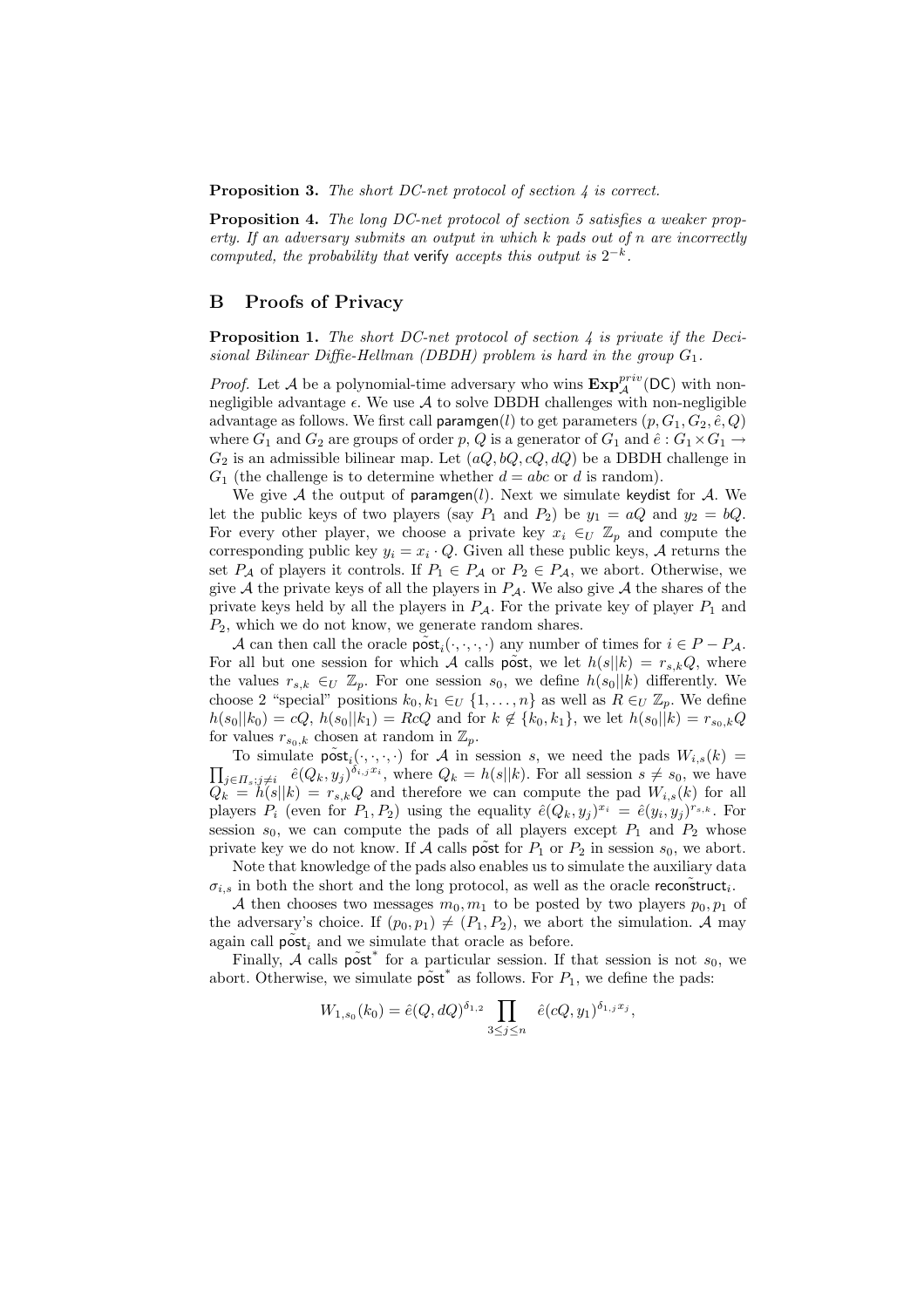**Proposition 3.** *The short DC-net protocol of section 4 is correct.*

**Proposition 4.** *The long DC-net protocol of section 5 satisfies a weaker property. If an adversary submits an output in which $k$ pads out of $n$ are incorrectly computed, the probability that* verify *accepts this output is $2^{-k}$.*

## B Proofs of Privacy

**Proposition 1.** *The short DC-net protocol of section 4 is private if the Decisional Bilinear Diffie-Hellman (DBDH) problem is hard in the group $G_1$.*

*Proof.* Let $\mathcal{A}$ be a polynomial-time adversary who wins $\mathbf{Exp}^{priv}_{\mathcal{A}}(\mathsf{DC})$ with non-negligible advantage $\epsilon$. We use $\mathcal{A}$ to solve DBDH challenges with non-negligible advantage as follows. We first call $\mathsf{paramgen}(l)$ to get parameters $(p, G_1, G_2, \hat{e}, Q)$ where $G_1$ and $G_2$ are groups of order $p$, $Q$ is a generator of $G_1$ and $\hat{e} : G_1 \times G_1 \rightarrow G_2$ is an admissible bilinear map. Let $(aQ, bQ, cQ, dQ)$ be a DBDH challenge in $G_1$ (the challenge is to determine whether $d = abc$ or $d$ is random).

We give $\mathcal{A}$ the output of $\mathsf{paramgen}(l)$. Next we simulate $\mathsf{keydist}$ for $\mathcal{A}$. We let the public keys of two players (say $P_1$ and $P_2$) be $y_1 = aQ$ and $y_2 = bQ$. For every other player, we choose a private key $x_i \in_U \mathbb{Z}_p$ and compute the corresponding public key $y_i = x_i \cdot Q$. Given all these public keys, $\mathcal{A}$ returns the set $P_{\mathcal{A}}$ of players it controls. If $P_1 \in P_{\mathcal{A}}$ or $P_2 \in P_{\mathcal{A}}$, we abort. Otherwise, we give $\mathcal{A}$ the private keys of all the players in $P_{\mathcal{A}}$. We also give $\mathcal{A}$ the shares of the private keys held by all the players in $P_{\mathcal{A}}$. For the private key of player $P_1$ and $P_2$, which we do not know, we generate random shares.

$\mathcal{A}$ can then call the oracle $\tilde{\mathsf{post}}_i(\cdot,\cdot,\cdot,\cdot)$ any number of times for $i \in P - P_{\mathcal{A}}$. For all but one session for which $\mathcal{A}$ calls $\tilde{\mathsf{post}}$, we let $h(s||k) = r_{s,k}Q$, where the values $r_{s,k} \in_U \mathbb{Z}_p$. For one session $s_0$, we define $h(s_0||k)$ differently. We choose 2 "special" positions $k_0, k_1 \in_U \{1, \ldots, n\}$ as well as $R \in_U \mathbb{Z}_p$. We define $h(s_0||k_0) = cQ$, $h(s_0||k_1) = RcQ$ and for $k \notin \{k_0, k_1\}$, we let $h(s_0||k) = r_{s_0,k}Q$ for values $r_{s_0,k}$ chosen at random in $\mathbb{Z}_p$.

To simulate $\tilde{\mathsf{post}}_i(\cdot,\cdot,\cdot,\cdot)$ for $\mathcal{A}$ in session $s$, we need the pads $W_{i,s}(k) = \prod_{j \in \Pi_s; j \neq i} \hat{e}(Q_k, y_j)^{\delta_{i,j} x_i}$, where $Q_k = h(s||k)$. For all session $s \neq s_0$, we have $Q_k = h(s||k) = r_{s,k}Q$ and therefore we can compute the pad $W_{i,s}(k)$ for all players $P_i$ (even for $P_1, P_2$) using the equality $\hat{e}(Q_k, y_j)^{x_i} = \hat{e}(y_i, y_j)^{r_{s,k}}$. For session $s_0$, we can compute the pads of all players except $P_1$ and $P_2$ whose private key we do not know. If $\mathcal{A}$ calls $\tilde{\mathsf{post}}$ for $P_1$ or $P_2$ in session $s_0$, we abort.

Note that knowledge of the pads also enables us to simulate the auxiliary data $\sigma_{i,s}$ in both the short and the long protocol, as well as the oracle $\tilde{\mathsf{reconstruct}}_i$.

$\mathcal{A}$ then chooses two messages $m_0, m_1$ to be posted by two players $p_0, p_1$ of the adversary's choice. If $(p_0, p_1) \neq (P_1, P_2)$, we abort the simulation. $\mathcal{A}$ may again call $\tilde{\mathsf{post}}_i$ and we simulate that oracle as before.

Finally, $\mathcal{A}$ calls $\tilde{\mathsf{post}}^*$ for a particular session. If that session is not $s_0$, we abort. Otherwise, we simulate $\tilde{\mathsf{post}}^*$ as follows. For $P_1$, we define the pads:

$$W_{1,s_0}(k_0) = \hat{e}(Q, dQ)^{\delta_{1,2}} \prod_{3 \leq j \leq n} \hat{e}(cQ, y_1)^{\delta_{1,j} x_j},$$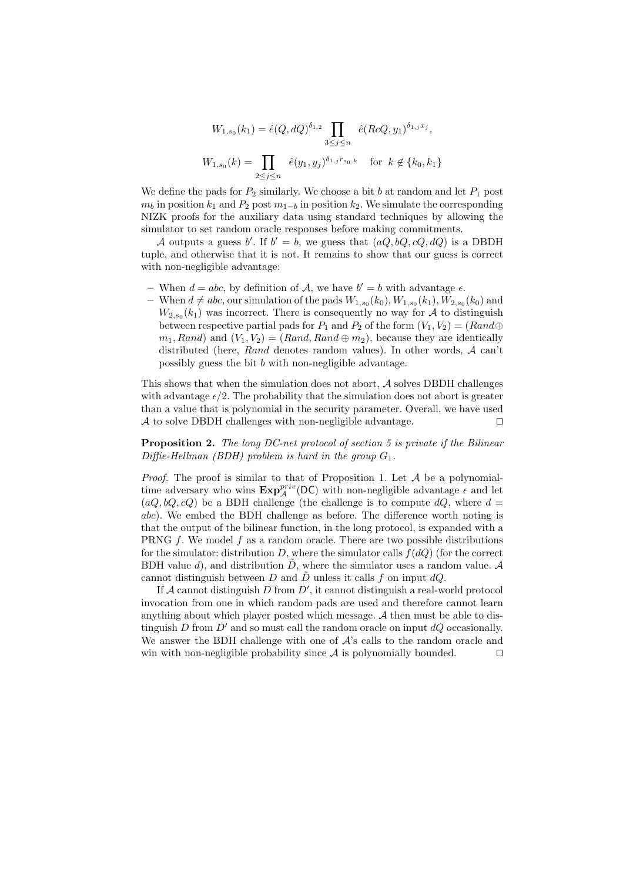$$W_{1,s_0}(k_1) = \hat{e}(Q, dQ)^{\delta_{1,2}} \prod_{3 \leq j \leq n} \hat{e}(RcQ, y_1)^{\delta_{1,j} x_j},$$

$$W_{1,s_0}(k) = \prod_{2 \leq j \leq n} \hat{e}(y_1, y_j)^{\delta_{1,j} r_{s_0,k}} \quad \text{for } k \notin \{k_0, k_1\}$$

We define the pads for $P_2$ similarly. We choose a bit $b$ at random and let $P_1$ post $m_b$ in position $k_1$ and $P_2$ post $m_{1-b}$ in position $k_2$. We simulate the corresponding NIZK proofs for the auxiliary data using standard techniques by allowing the simulator to set random oracle responses before making commitments.

$\mathcal{A}$ outputs a guess $b'$. If $b' = b$, we guess that $(aQ, bQ, cQ, dQ)$ is a DBDH tuple, and otherwise that it is not. It remains to show that our guess is correct with non-negligible advantage:

- When $d = abc$, by definition of $\mathcal{A}$, we have $b' = b$ with advantage $\epsilon$.
- When $d \neq abc$, our simulation of the pads $W_{1,s_0}(k_0), W_{1,s_0}(k_1), W_{2,s_0}(k_0)$ and $W_{2,s_0}(k_1)$ was incorrect. There is consequently no way for $\mathcal{A}$ to distinguish between respective partial pads for $P_1$ and $P_2$ of the form $(V_1, V_2) = (Rand \oplus m_1, Rand)$ and $(V_1, V_2) = (Rand, Rand \oplus m_2)$, because they are identically distributed (here, $Rand$ denotes random values). In other words, $\mathcal{A}$ can't possibly guess the bit $b$ with non-negligible advantage.

This shows that when the simulation does not abort, $\mathcal{A}$ solves DBDH challenges with advantage $\epsilon/2$. The probability that the simulation does not abort is greater than a value that is polynomial in the security parameter. Overall, we have used $\mathcal{A}$ to solve DBDH challenges with non-negligible advantage. □

**Proposition 2.** *The long DC-net protocol of section 5 is private if the Bilinear Diffie-Hellman (BDH) problem is hard in the group $G_1$.*

*Proof.* The proof is similar to that of Proposition 1. Let $\mathcal{A}$ be a polynomial-time adversary who wins $\mathbf{Exp}^{priv}_{\mathcal{A}}(\mathsf{DC})$ with non-negligible advantage $\epsilon$ and let $(aQ, bQ, cQ)$ be a BDH challenge (the challenge is to compute $dQ$, where $d = abc$). We embed the BDH challenge as before. The difference worth noting is that the output of the bilinear function, in the long protocol, is expanded with a PRNG $f$. We model $f$ as a random oracle. There are two possible distributions for the simulator: distribution $D$, where the simulator calls $f(dQ)$ (for the correct BDH value $d$), and distribution $\tilde{D}$, where the simulator uses a random value. $\mathcal{A}$ cannot distinguish between $D$ and $\tilde{D}$ unless it calls $f$ on input $dQ$.

If $\mathcal{A}$ cannot distinguish $D$ from $D'$, it cannot distinguish a real-world protocol invocation from one in which random pads are used and therefore cannot learn anything about which player posted which message. $\mathcal{A}$ then must be able to distinguish $D$ from $D'$ and so must call the random oracle on input $dQ$ occasionally. We answer the BDH challenge with one of $\mathcal{A}$'s calls to the random oracle and win with non-negligible probability since $\mathcal{A}$ is polynomially bounded. □